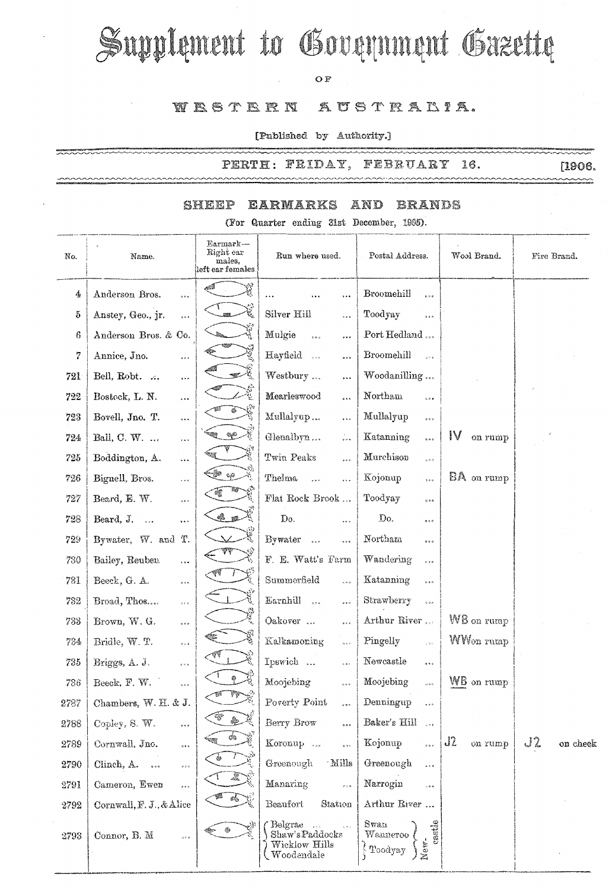# Supplement to Government Gazette

OF

## WESTERN AUSTRALIA.

[Published by Authority.]

PERTH: FRIDAY, FEBRUARY 16. [1906.

## SHEEP EARMARKS AND BRANDS

(For Quarter ending 31st December, 1905).

| No. | Name. | Earmark—Right ear males, left ear females. | Run where used. | Postal Address. | Wool Brand. | Fire Brand. |
|---|---|---|---|---|---|---|
| 4 | Anderson Bros. ... | | ... ... ... | Broomehill ... | | |
| 5 | Anstey, Geo., jr. ... | | Silver Hill ... | Toodyay ... | | |
| 6 | Anderson Bros. & Co. | | Mulgie ... ... | Port Hedland ... | | |
| 7 | Annice, Jno. ... | | Hayfield ... ... | Broomehill ... | | |
| 721 | Bell, Robt. ... ... | | Westbury ... ... | Woodanilling ... | | |
| 722 | Bostock, L. N. ... | | Mearleswood ... | Northam ... | | |
| 723 | Bovell, Jno. T. ... | | Mullalyup ... ... | Mullalyup ... | | |
| 724 | Ball, C. W. ... ... | | Glenalbyn ... ... | Katanning ... | IV on rump | |
| 725 | Boddington, A. ... | | Twin Peaks ... | Murchison ... | | |
| 726 | Bignell, Bros. ... | | Thelma ... ... | Kojonup ... | BA on rump | |
| 727 | Beard, E. W. ... | | Flat Rock Brook ... | Toodyay ... | | |
| 728 | Beard, J. ... ... | | Do. ... | Do. ... | | |
| 729 | Bywater, W. and T. | | Bywater ... ... | Northam ... | | |
| 730 | Bailey, Reuben ... | | F. E. Watt's Farm | Wandering ... | | |
| 731 | Beeck, G. A. ... | | Summerfield ... | Katanning ... | | |
| 732 | Broad, Thos.... ... | | Earnhill ... ... | Strawberry ... | | |
| 733 | Brown, W. G. ... | | Oakover ... ... | Arthur River ... | WB on rump | |
| 734 | Bridle, W. T. ... | | Kalkamoning ... | Pingelly ... | WW on rump | |
| 735 | Briggs, A. J. ... | | Ipswich ... ... | Newcastle ... | | |
| 736 | Beeck, F. W. ... | | Moojebing ... | Moojebing ... | WB on rump | |
| 2787 | Chambers, W. H. & J. | | Poverty Point ... | Denningup ... | | |
| 2788 | Copley, S. W. ... | | Berry Brow ... | Baker's Hill ... | | |
| 2789 | Cornwall, Jno. ... | | Koronup ... ... | Kojonup ... | J2 on rump | J2 on cheek |
| 2790 | Clinch, A. ... ... | | Greenough Mills | Greenough ... | | |
| 2791 | Cameron, Ewen ... | | Manaring ... | Narrogin ... | | |
| 2792 | Cornwall, F. J., & Alice | | Beaufort Station | Arthur River ... | | |
| 2793 | Connor, B. M ... | | Belgrae ... ... Shaw's Paddocks Wicklow Hills Woodendale | Swan Wanneroo Toodyay Newcastle | | |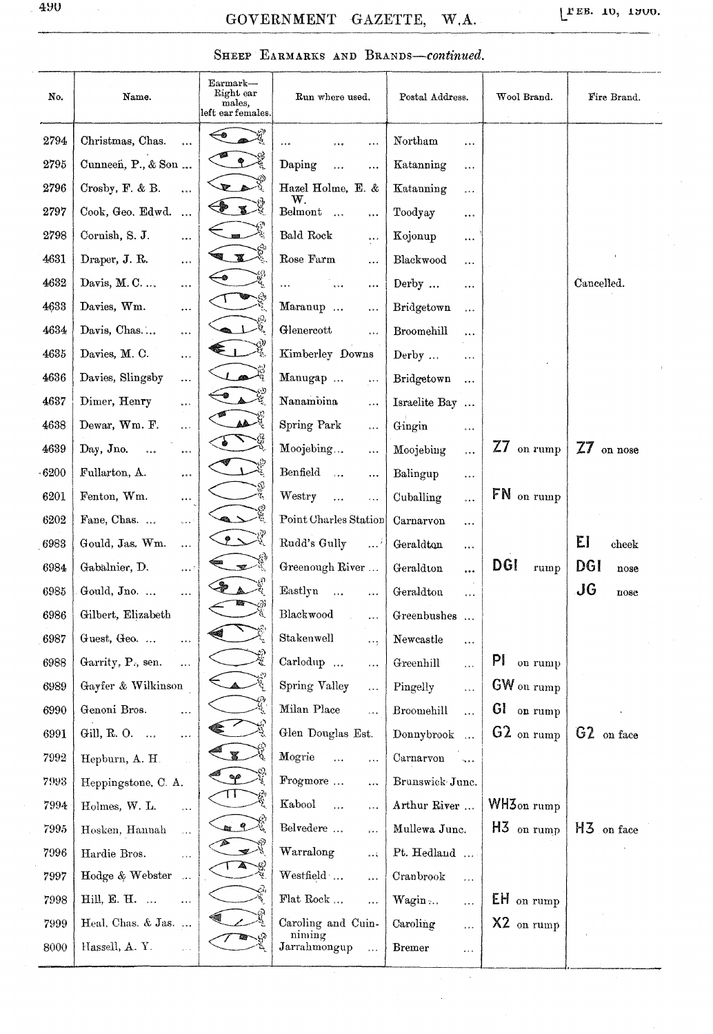## Sheep Earmarks and Brands—*continued*.

| No. | Name. | Earmark—Right ear males, left ear females. | Run where used. | Postal Address. | Wool Brand. | Fire Brand. |
|---|---|---|---|---|---|---|
| 2794 | Christmas, Chas. ... | | ... ... ... | Northam ... | | |
| 2795 | Cunneen, P., & Son ... | | Daping ... ... | Katanning ... | | |
| 2796 | Crosby, F. & B. ... | | Hazel Holme, E. & W. | Katanning ... | | |
| 2797 | Cook, Geo. Edwd. ... | | Belmont ... ... | Toodyay ... | | |
| 2798 | Cornish, S. J. ... | | Bald Rock ... | Kojonup ... | | |
| 4631 | Draper, J. R. ... | | Rose Farm ... | Blackwood ... | | |
| 4632 | Davis, M. C. ... ... | | ... ... ... | Derby ... ... | | Cancelled. |
| 4633 | Davies, Wm. ... | | Maranup ... ... | Bridgetown ... | | |
| 4634 | Davis, Chas. ... ... | | Glenercott ... | Broomehill ... | | |
| 4635 | Davies, M. C. ... | | Kimberley Downs | Derby ... ... | | |
| 4636 | Davies, Slingsby ... | | Manugap ... ... | Bridgetown ... | | |
| 4637 | Dimer, Henry ... | | Nanambina ... | Israelite Bay ... | | |
| 4638 | Dewar, Wm. F. ... | | Spring Park ... | Gingin ... | | |
| 4639 | Day, Jno. ... ... | | Moojebing... ... | Moojebing ... | Z7 on rump | Z7 on nose |
| 6200 | Fullarton, A. ... | | Benfield ... ... | Balingup ... | | |
| 6201 | Fenton, Wm. ... | | Westry ... ... | Cuballing ... | FN on rump | |
| 6202 | Fane, Chas. ... ... | | Point Charles Station | Carnarvon ... | | |
| 6983 | Gould, Jas. Wm. ... | | Rudd's Gully ... | Geraldton ... | | EI cheek |
| 6984 | Gabalnier, D. ... | | Greenough River ... | Geraldton ... | DGI rump | DGI nose |
| 6985 | Gould, Jno. ... ... | | Eastlyn ... ... | Geraldton ... | | JG nose |
| 6986 | Gilbert, Elizabeth | | Blackwood ... | Greenbushes ... | | |
| 6987 | Guest, Geo. ... ... | | Stakenwell ... | Newcastle ... | | |
| 6988 | Garrity, P., sen. ... | | Carlodup ... ... | Greenhill ... | PI on rump | |
| 6989 | Gayfer & Wilkinson | | Spring Valley ... | Pingelly ... | GW on rump | |
| 6990 | Genoni Bros. ... | | Milan Place ... | Broomehill ... | GI on rump | |
| 6991 | Gill, R. O. ... ... | | Glen Douglas Est. | Donnybrook ... | G2 on rump | G2 on face |
| 7992 | Hepburn, A. H. | | Mogrie ... ... | Carnarvon ... | | |
| 7993 | Heppingstone, C. A. | | Frogmore ... ... | Brunswick Junc. | | |
| 7994 | Holmes, W. L. ... | | Kabool ... ... | Arthur River ... | WH3 on rump | |
| 7995 | Hosken, Hannah ... | | Belvedere ... ... | Mullewa Junc. | H3 on rump | H3 on face |
| 7996 | Hardie Bros. ... | | Warralong ... | Pt. Hedland ... | | |
| 7997 | Hodge & Webster ... | | Westfield ... ... | Cranbrook ... | | |
| 7998 | Hill, E. H. ... ... | | Flat Rock ... ... | Wagin ... ... | EH on rump | |
| 7999 | Heal, Chas. & Jas. ... | | Caroling and Cuinniming | Caroling ... | X2 on rump | |
| 8000 | Hassell, A. Y. ... | | Jarrahmongup ... | Bremer ... | | |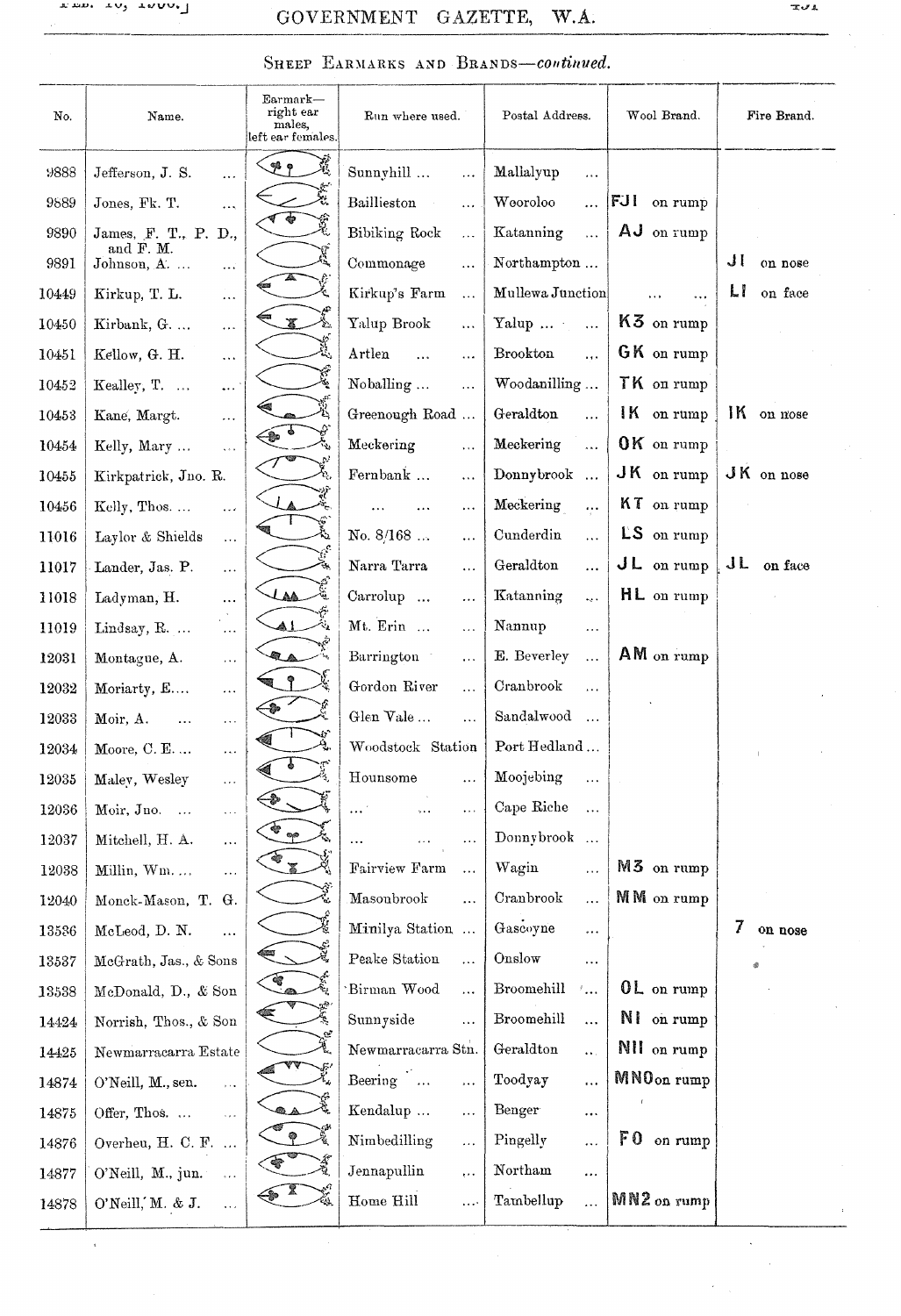## Sheep Earmarks and Brands—*continued.*

| No. | Name. | Earmark—right ear males, left ear females. | Run where used. | Postal Address. | Wool Brand. | Fire Brand. |
|---|---|---|---|---|---|---|
| 9888 | Jefferson, J. S. ... | | Sunnyhill ... | Mallalyup ... | | |
| 9889 | Jones, Fk. T. ... | | Baillieston ... | Wooroloo ... | FJI on rump | |
| 9890 | James, F. T., P. D., and F. M. | | Bibiking Rock ... | Katanning ... | AJ on rump | |
| 9891 | Johnson, A. ... ... | | Commonage ... | Northampton ... | | JI on nose |
| 10449 | Kirkup, T. L. ... | | Kirkup's Farm ... | Mullewa Junction | ... ... | LI on face |
| 10450 | Kirbank, G. ... ... | | Yalup Brook ... | Yalup ... ... | K3 on rump | |
| 10451 | Kellow, G. H. ... | | Artlen ... ... | Brookton ... | GK on rump | |
| 10452 | Kealley, T. ... ... | | Noballing ... | Woodanilling ... | TK on rump | |
| 10453 | Kane, Margt. ... | | Greenough Road ... | Geraldton ... | IK on rump | IK on nose |
| 10454 | Kelly, Mary ... ... | | Meckering ... | Meckering ... | OK on rump | |
| 10455 | Kirkpatrick, Jno. R. | | Fernbank ... | Donnybrook ... | JK on rump | JK on nose |
| 10456 | Kelly, Thos. ... ... | | ... ... ... | Meckering ... | KT on rump | |
| 11016 | Laylor & Shields ... | | No. 8/168 ... | Cunderdin ... | LS on rump | |
| 11017 | Lander, Jas. P. ... | | Narra Tarra ... | Geraldton ... | JL on rump | JL on face |
| 11018 | Ladyman, H. ... | | Carrolup ... | Katanning ... | HL on rump | |
| 11019 | Lindsay, R. ... ... | | Mt. Erin ... | Nannup ... | | |
| 12031 | Montague, A. ... | | Barrington ... | E. Beverley ... | AM on rump | |
| 12032 | Moriarty, E.... ... | | Gordon River ... | Cranbrook ... | | |
| 12033 | Moir, A. ... ... | | Glen Vale ... ... | Sandalwood ... | | |
| 12034 | Moore, C. E. ... ... | | Woodstock Station | Port Hedland ... | | |
| 12035 | Maley, Wesley ... | | Hounsome ... | Moojebing ... | | |
| 12036 | Moir, Jno. ... ... | | ... ... ... | Cape Riche ... | | |
| 12037 | Mitchell, H. A. ... | | ... ... ... | Donnybrook ... | | |
| 12038 | Millin, Wm.... ... | | Fairview Farm ... | Wagin ... | M3 on rump | |
| 12040 | Monck-Mason, T. G. | | Masonbrook ... | Cranbrook ... | MM on rump | |
| 13536 | McLeod, D. N. ... | | Minilya Station ... | Gascoyne ... | | 7 on nose |
| 13537 | McGrath, Jas., & Sons | | Peake Station ... | Onslow ... | | |
| 13538 | McDonald, D., & Son | | Birman Wood ... | Broomehill ... | OL on rump | |
| 14424 | Norrish, Thos., & Son | | Sunnyside ... | Broomehill ... | NI on rump | |
| 14425 | Newmarracarra Estate | | Newmarracarra Stn. | Geraldton .. | NII on rump | |
| 14874 | O'Neill, M., sen. ... | | Beering ... | Toodyay ... | MNO on rump | |
| 14875 | Offer, Thos. ... ... | | Kendalup ... | Benger ... | | |
| 14876 | Overheu, H. C. F. ... | | Nimbedilling ... | Pingelly ... | FO on rump | |
| 14877 | O'Neill, M., jun. ... | | Jennapullin ... | Northam ... | | |
| 14878 | O'Neill, M. & J. ... | | Home Hill ... | Tambellup ... | MN2 on rump | |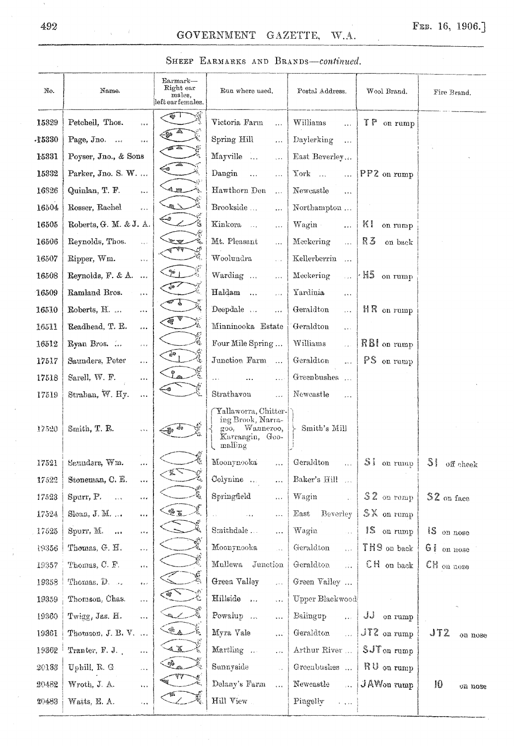## Sheep Earmarks and Brands—*continued.*

| No. | Name. | Earmark—Right ear males, left ear females. | Run where used. | Postal Address. | Wool Brand. | Fire Brand. |
|---|---|---|---|---|---|---|
| 15329 | Petcheil, Thos. ... | | Victoria Farm ... | Williams ... | TP on rump | |
| 15330 | Page, Jno. ... ... | | Spring Hill ... | Daylerking ... | | |
| 15331 | Poyser, Jno., & Sons | | Mayville ... ... | East Beverley... | | |
| 15332 | Parker, Jno. S. W. ... | | Dangin ... ... | York ... ... | PP2 on rump | |
| 16326 | Quinlan, T. F. ... | | Hawthorn Den ... | Newcastle ... | | |
| 16504 | Rosser, Rachel ... | | Brookside ... ... | Northampton ... | | |
| 16505 | Roberts, G. M. & J. A. | | Kinkora ... ... | Wagin ... | KI on rump | |
| 16506 | Reynolds, Thos. ... | | Mt. Pleasant ... | Meckering ... | R3 on back | |
| 16507 | Ripper, Wm. ... | | Wooluudra ... | Kellerberrin ... | | |
| 16508 | Reynolds, F. & A. ... | | Warding ... ... | Meckering ... | H5 on rump | |
| 16509 | Ramland Bros. ... | | Haldam ... ... | Yardinia ... | | |
| 16510 | Roberts, H. ... ... | | Deepdale ... ... | Geraldton ... | HR on rump | |
| 16511 | Readhead, T. R. ... | | Minninooka Estate | Geraldton ... | | |
| 16512 | Ryan Bros. ... ... | | Four Mile Spring ... | Williams ... | RBI on rump | |
| 17517 | Saunders, Peter ... | | Junction Farm ... | Geraldton ... | PS on rump | |
| 17518 | Sarell, W. F. ... | | ... ... ... | Greenbushes ... | | |
| 17519 | Strahan, W. Hy. ... | | Strathavon ... | Newcastle ... | | |
| 17520 | Smith, T. R. ... | | Yallaworra, Chittering Brook, Narragoo, Wanneroo, Karrangin, Goomalling | Smith's Mill | | |
| 17521 | Saunders, Wm. ... | | Moonynooka ... | Geraldton ... | SI on rump | SI off cheek |
| 17522 | Stoneman, C. E. ... | | Colynine ... ... | Baker's Hill ... | | |
| 17523 | Spurr, P. ... ... | | Springfield ... | Wagin ... | S2 on rump | S2 on face |
| 17524 | Sloan, J. M. ... ... | | ... ... ... | East Beverley | SX on rump | |
| 17525 | Spurr, M. ... ... | | Smithdale ... ... | Wagin ... | IS on rump | IS on nose |
| 19356 | Thomas, G. H. ... | | Moonynooka ... | Geraldton ... | TH9 on back | GI on nose |
| 19357 | Thomas, C. F. ... | | Mullewa Junction | Geraldton ... | CH on back | CH on nose |
| 19358 | Thomas, D. ... ... | | Green Valley ... | Green Valley ... | | |
| 19359 | Thomson, Chas. ... | | Hillside ... ... | Upper Blackwood | | |
| 19360 | Twigg, Jas. H. ... | | Powalup ... ... | Balingup ... | JJ on rump | |
| 19361 | Thomson, J. B. V. ... | | Myra Vale ... | Geraldton ... | JT2 on rump | JT2 on nose |
| 19362 | Tranter, F. J. ... | | Martling ... ... | Arthur River ... | SJT on rump | |
| 20153 | Uphill, R. G ... | | Sunnyside ... | Greenbushes ... | RU on rump | |
| 20482 | Wroth, J. A. ... | | Delany's Farm ... | Newcastle ... | JAW on rump | I0 on nose |
| 20483 | Watts, E. A. ... | | Hill View ... | Pingelly ... | | |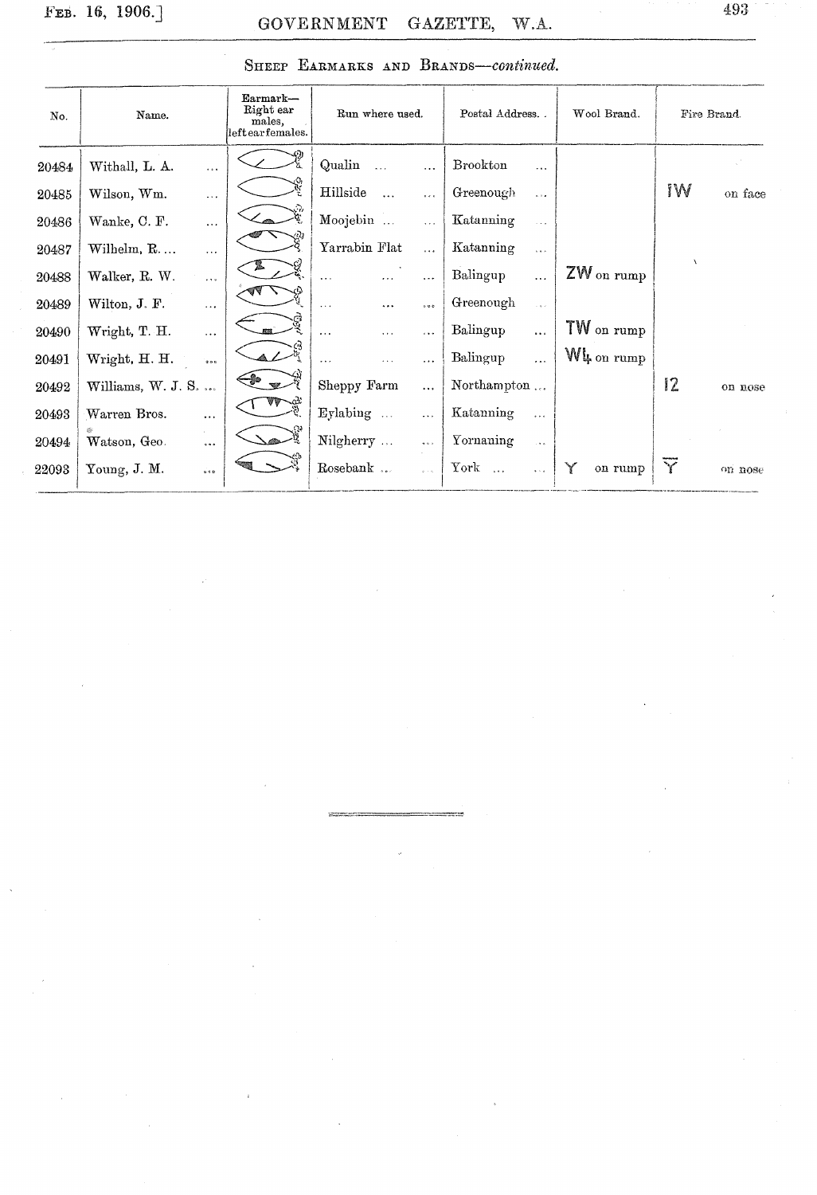## Sheep Earmarks and Brands—*continued.*

| No. | Name. | Earmark—Right ear males, left ear females. | Run where used. | Postal Address. | Wool Brand. | Fire Brand. |
|---|---|---|---|---|---|---|
| 20484 | Withall, L. A. ... | | Qualin ... ... | Brookton ... | | |
| 20485 | Wilson, Wm. ... | | Hillside ... ... | Greenough ... | | IW on face |
| 20486 | Wanke, C. F. ... | | Moojebin ... | Katanning ... | | |
| 20487 | Wilhelm, R. ... | | Yarrabin Flat ... | Katanning ... | | |
| 20488 | Walker, R. W. ... | | ... ... ... | Balingup ... | ZW on rump | |
| 20489 | Wilton, J. F. ... | | ... ... ... | Greenough ... | | |
| 20490 | Wright, T. H. ... | | ... ... ... | Balingup ... | TW on rump | |
| 20491 | Wright, H. H. ... | | ... ... ... | Balingup ... | W4 on rump | |
| 20492 | Williams, W. J. S. ... | | Sheppy Farm ... | Northampton ... | | I2 on nose |
| 20493 | Warren Bros. ... | | Eylabing ... ... | Katanning ... | | |
| 20494 | Watson, Geo. ... | | Nilgherry ... ... | Yornaning ... | | |
| 22093 | Young, J. M. ... | | Rosebank ... ... | York ... ... | Y on rump | Y on nose |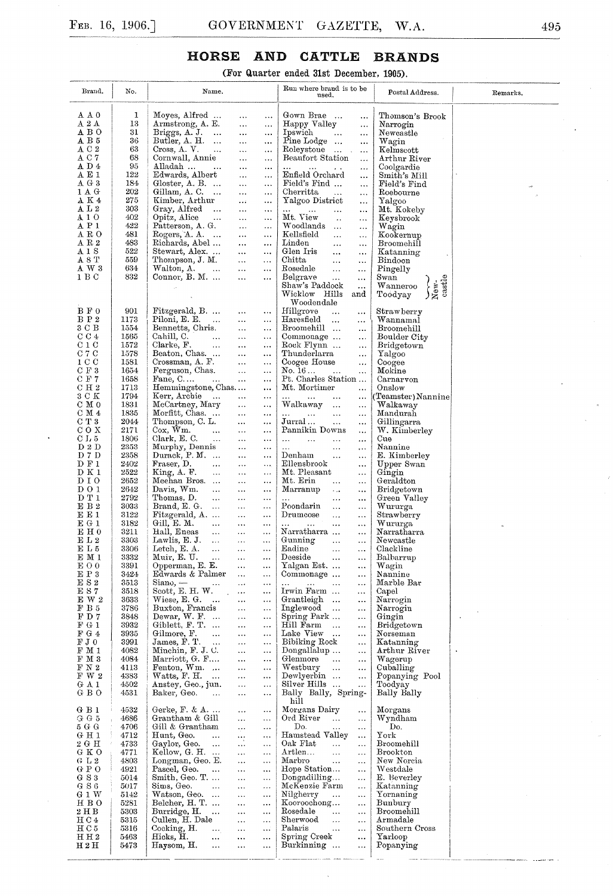# HORSE AND CATTLE BRANDS

(For Quarter ended 31st December, 1905).

| Brand. | No. | Name. | Run where brand is to be used. | Postal Address. | Remarks. |
|---|---|---|---|---|---|
| A A 0 | 1 | Moyes, Alfred ... ... ... | Gown Brae ... ... | Thomson's Brook | |
| A 2 A | 13 | Armstrong, A. E. ... ... | Happy Valley ... | Narrogin | |
| A B O | 31 | Briggs, A. J. ... ... ... | Ipswich ... ... | Newcastle | |
| A B 5 | 36 | Butler, A. H. ... ... ... | Pine Lodge ... | Wagin | |
| A C 2 | 63 | Cross, A. V. ... ... ... | Roleystone ... ... | Kelmscott | |
| A C 7 | 68 | Cornwall, Annie ... ... | Beaufort Station ... | Arthur River | |
| A D 4 | 95 | Alladah ... ... ... ... | ... ... ... ... | Coolgardie | |
| A E 1 | 122 | Edwards, Albert ... ... | Enfield Orchard ... | Smith's Mill | |
| A G 3 | 184 | Gloster, A. B. ... ... ... | Field's Find ... ... | Field's Find | |
| 1 A G | 202 | Gillam, A. C. ... ... ... | Cherritta ... ... | Roebourne | |
| A K 4 | 275 | Kimber, Arthur ... ... | Yalgoo District ... | Yalgoo | |
| A L 2 | 303 | Gray, Alfred ... ... ... | ... ... ... ... | Mt. Kokeby | |
| A I O | 402 | Opitz, Alice ... ... ... | Mt. View ... ... | Keysbrook | |
| A P 1 | 422 | Patterson, A. G. ... ... | Woodlands ... ... | Wagin | |
| A R O | 481 | Rogers, A. A. ... ... ... | Kellsfield ... ... | Kookernup | |
| A R 2 | 483 | Richards, Abel ... ... | Linden ... ... | Broomehill | |
| A 1 S | 522 | Stewart, Alex. ... ... ... | Glen Iris ... ... | Katanning | |
| A 8 T | 559 | Thompson, J. M. ... ... | Chitta ... ... | Bindoon | |
| A W 3 | 634 | Walton, A. ... ... ... | Rosedale ... ... | Pingelly | |
| 1 B C | 832 | Connor, B. M. ... ... ... | Belgrave ... ... | Swan (New-castle) | |
| | | | Shaw's Paddock ... | Wanneroo (New-castle) | |
| | | | Wicklow Hills and Woodendale | Toodyay (New-castle) | |
| B F 0 | 901 | Fitzgerald, B. ... ... ... | Hillgrove ... ... | Strawberry | |
| B P 2 | 1173 | Piloni, E. E. ... ... ... | Haresfield ... ... | Wannamal | |
| 3 C B | 1554 | Bennetts, Chris. ... ... | Broomehill ... ... | Broomehill | |
| C C 4 | 1565 | Cahill, C. ... ... ... | Commonage ... ... | Boulder City | |
| C 1 C | 1572 | Clarke, F. ... ... ... | Rock Flynn ... ... | Bridgetown | |
| C 7 C | 1578 | Beaton, Chas. ... ... ... | Thunderlarra ... | Yalgoo | |
| 1 C C | 1581 | Crossman, A. F. ... ... | Coogee House ... | Coogee | |
| C F 3 | 1654 | Ferguson, Chas. ... ... | No. 16 ... ... ... | Mokine | |
| C F 7 | 1658 | Fane, C. ... ... ... ... | Pt. Charles Station ... | Carnarvon | |
| C H 2 | 1713 | Hemmingstone, Chas. ... | Mt. Mortimer ... | Onslow | |
| 3 C K | 1794 | Kerr, Archie ... ... ... | ... ... ... ... | (Teamster) Nannine | |
| C M 0 | 1831 | McCartney, Mary ... ... | Walkaway ... ... | Walkaway | |
| C M 4 | 1835 | Morfitt, Chas. ... ... ... | ... ... ... ... | Mandurah | |
| C T 3 | 2044 | Thompson, C. L. ... ... | Jurral ... ... ... | Gillingarra | |
| C O X | 2171 | Cox, Wm. ... ... ... | Pannikin Downs ... | W. Kimberley | |
| C L 5 | 1806 | Clark, E. C. ... ... ... | ... ... ... ... | Cue | |
| D 2 D | 2353 | Murphy, Dennis ... ... | ... ... ... ... | Nannine | |
| D 7 D | 2358 | Durack, P. M. ... ... ... | Denham ... ... | E. Kimberley | |
| D F 1 | 2402 | Fraser, D. ... ... ... | Ellensbrook ... ... | Upper Swan | |
| D K 1 | 2522 | King, A. F. ... ... ... | Mt. Pleasant ... | Gingin | |
| D I O | 2652 | Meehan Bros. ... ... ... | Mt. Erin ... ... | Geraldton | |
| D O 1 | 2642 | Davis, Wm. ... ... ... | Marranup ... ... | Bridgetown | |
| D T 1 | 2792 | Thomas, D. ... ... ... | ... ... ... ... | Green Valley | |
| E B 2 | 3033 | Brand, E. G. ... ... ... | Poondarin ... ... | Wururga | |
| E E 1 | 3122 | Fitzgerald, A. ... ... ... | Drumcose ... ... | Strawberry | |
| E G 1 | 3182 | Gill, E. M. ... ... ... | ... ... ... ... | Wururga | |
| E H 0 | 3211 | Hall, Eneas ... ... ... | Narratharra ... ... | Narratharra | |
| E L 2 | 3303 | Lawlis, E. J. ... ... ... | Gunning ... ... | Newcastle | |
| E L 5 | 3306 | Letch, E. A. ... ... ... | Eadine ... ... | Clackline | |
| E M 1 | 3332 | Muir, E. U. ... ... ... | Deeside ... ... | Balbarrup | |
| E O 0 | 3391 | Opperman, E. E. ... ... | Yalgan Est. ... ... | Wagin | |
| E P 3 | 3424 | Edwards & Palmer ... ... | Commonage ... ... | Nannine | |
| E S 2 | 3513 | Siano, — ... ... ... | ... ... ... ... | Marble Bar | |
| E S 7 | 3518 | Scott, E. H. W. ... ... | Irwin Farm ... ... | Capel | |
| E W 2 | 3633 | Wiese, E. G. ... ... ... | Grantleigh ... ... | Narrogin | |
| F B 5 | 3786 | Buxton, Francis ... ... | Inglewood ... ... | Narrogin | |
| F D 7 | 3848 | Dewar, W. F. ... ... ... | Spring Park ... ... | Gingin | |
| F G 1 | 3932 | Giblett, F. T. ... ... ... | Hill Farm ... ... | Bridgetown | |
| F G 4 | 3935 | Gilmore, F. ... ... ... | Lake View ... ... | Norseman | |
| F J 0 | 3991 | James, F. T. ... ... ... | Bibiking Rock ... | Katanning | |
| F M 1 | 4082 | Minchin, F. J. C. ... ... | Dongallalup ... ... | Arthur River | |
| F M 3 | 4084 | Marriott, G. F. ... ... ... | Glenmore ... ... | Wagerup | |
| F N 2 | 4113 | Fenton, Wm. ... ... ... | Westbury ... ... | Cuballing | |
| F W 2 | 4383 | Watts, F. H. ... ... ... | Dewlyerbin ... ... | Popanying Pool | |
| G A 1 | 4502 | Anstey, Geo., jun. ... ... | Silver Hills ... ... | Toodyay | |
| G B O | 4531 | Baker, Geo. ... ... ... | Bally Bally, Spring-hill | Bally Bally | |
| G B 1 | 4532 | Gerke, F. & A. ... ... ... | Morgans Dairy ... | Morgans | |
| G G 5 | 4686 | Grantham & Gill ... ... | Ord River ... ... | Wyndham | |
| 5 G G | 4706 | Gill & Grantham ... ... | Do. ... ... | Do. | |
| G H 1 | 4712 | Hunt, Geo. ... ... ... | Hamstead Valley ... | York | |
| 2 G H | 4733 | Gaylor, Geo. ... ... ... | Oak Flat ... ... | Broomehill | |
| G K O | 4771 | Kellow, G. H. ... ... ... | Artlen ... ... ... | Brookton | |
| G L 2 | 4803 | Longman, Geo. E. ... ... | Marbro ... ... | New Norcia | |
| G P O | 4921 | Pascel, Geo. ... ... ... | Hope Station ... ... | Westdale | |
| G S 3 | 5014 | Smith, Geo. T. ... ... ... | Dongadilling ... ... | E. Beverley | |
| G S 6 | 5017 | Sims, Geo. ... ... ... | McKenzie Farm ... | Katanning | |
| G 1 W | 5142 | Watson, Geo. ... ... ... | Nilgherry ... ... | Yornaning | |
| H B O | 5281 | Belcher, H. T. ... ... ... | Kooroochong ... ... | Bunbury | |
| 2 H B | 5303 | Burridge, H. ... ... ... | Rosedale ... ... | Broomehill | |
| H C 4 | 5315 | Cullen, H. Dale ... ... | Sherwood ... ... | Armadale | |
| H C 5 | 5316 | Cocking, H. ... ... ... | Palaris ... ... | Southern Cross | |
| H H 2 | 5463 | Hicks, H. ... ... ... | Spring Creek ... | Yarloop | |
| H 2 H | 5473 | Haysom, H. ... ... ... | Burkinning ... ... | Popanying | |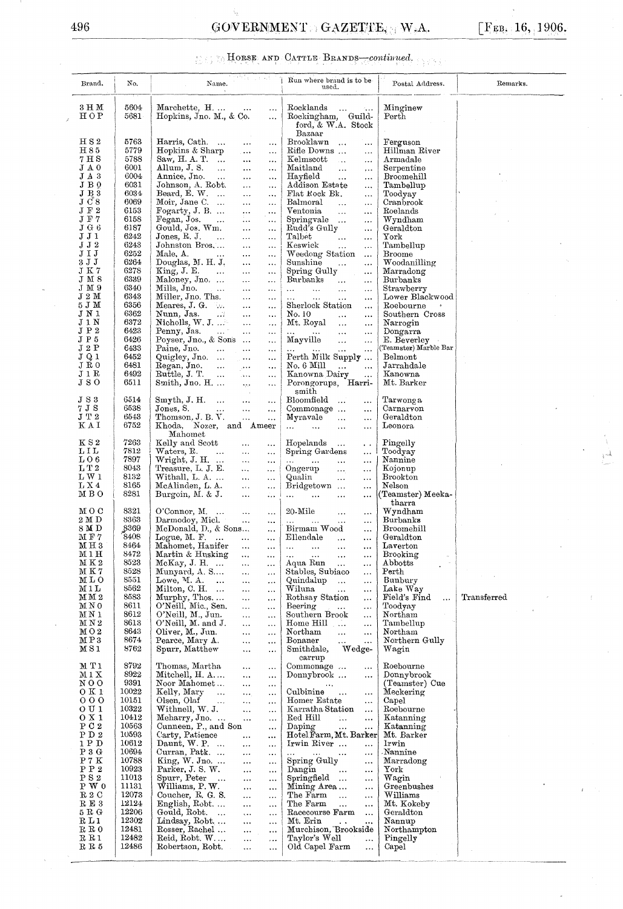## Horse and Cattle Brands—*continued.*

| Brand. | No. | Name. | Run where brand is to be used. | Postal Address. | Remarks. |
|---|---|---|---|---|---|
| 3 H M | 5604 | Marchette, H. ... | Rocklands ... | Mingenew | |
| H O P | 5681 | Hopkins, Jno. M., & Co. ... | Rockingham, Guildford, & W.A. Stock Bazaar | Perth | |
| H S 2 | 5763 | Harris, Cath. ... | Brooklawn ... | Ferguson | |
| H 8 5 | 5779 | Hopkins & Sharp ... | Rifle Downs ... | Hillman River | |
| 7 H S | 5788 | Saw, H. A. T. ... | Kelmscott ... | Armadale | |
| J A 0 | 6001 | Allum, J. S. ... | Maitland ... | Serpentine | |
| J A 3 | 6004 | Annice, Jno. ... | Hayfield ... | Broomehill | |
| J B 0 | 6031 | Johnson, A. Robt. ... | Addison Estate ... | Tambellup | |
| J B 3 | 6034 | Beard, E. W. ... | Flat Rock Bk. ... | Toodyay | |
| J C 8 | 6069 | Moir, Jane C. ... | Balmoral ... | Cranbrook | |
| J F 2 | 6153 | Fogarty, J. B. ... | Ventonia ... | Roelands | |
| J F 7 | 6158 | Fegan, Jos. ... | Springvale ... | Wyndham | |
| J G 6 | 6187 | Gould, Jos. Wm. ... | Rudd's Gully ... | Geraldton | |
| J J 1 | 6242 | Jones, R. J. ... | Talbet ... | York | |
| J J 2 | 6243 | Johnston Bros. ... | Keswick ... | Tambellup | |
| J I J | 6252 | Male, A. ... | Weedong Station ... | Broome | |
| 3 J J | 6264 | Douglas, M. H. J. ... | Sunshine ... | Woodanilling | |
| J K 7 | 6278 | King, J. E. ... | Spring Gully ... | Marradong | |
| J M 8 | 6339 | Maloney, Jno. ... | Burbanks ... | Burbanks | |
| J M 9 | 6340 | Mills, Jno. ... | ... | Strawberry | |
| J 2 M | 6343 | Miller, Jno. Ths. ... | ... | Lower Blackwood | |
| 5 J M | 6356 | Meares, J. G. ... | Sherlock Station ... | Roebourne | |
| J N 1 | 6362 | Nunn, Jas. ... | No. 10 ... | Southern Cross | |
| J 1 N | 6372 | Nicholls, W. J. ... | Mt. Royal ... | Narrogin | |
| J P 2 | 6423 | Penny, Jas. ... | ... | Dongarra | |
| J P 5 | 6426 | Poyser, Jno., & Sons ... | Mayville ... | E. Beverley | |
| J 2 P | 6433 | Paine, Jno. ... | ... | (Teamster) Marble Bar | |
| J Q 1 | 6452 | Quigley, Jno. ... | Perth Milk Supply ... | Belmont | |
| J R 0 | 6481 | Regan, Jno. ... | No. 6 Mill ... | Jarrahdale | |
| J 1 R | 6492 | Ruttle, J. T. ... | Kanowna Dairy ... | Kanowna | |
| J S O | 6511 | Smith, Jno. H. ... | Porongorups, Harrismith | Mt. Barker | |
| J S 3 | 6514 | Smyth, J. H. ... | Bloomfield ... | Tarwonga | |
| 7 J S | 6538 | Jones, S. ... | Commonage ... | Carnarvon | |
| J T 2 | 6543 | Thomson, J. B. V. ... | Myravale ... | Geraldton | |
| K A I | 6752 | Khoda, Nozer, and Ameer Mahomet | ... | Leonora | |
| K S 2 | 7263 | Kelly and Scott ... | Hopelands ... | Pingelly | |
| L I L | 7812 | Waters, R. ... | Spring Gardens ... | Toodyay | |
| L O 6 | 7897 | Wright, J. H. ... | ... | Nannine | |
| L T 2 | 8043 | Treasure, L. J. E. ... | Ongerup ... | Kojonup | |
| L W 1 | 8132 | Withall, L. A. ... | Qualin ... | Brookton | |
| L X 4 | 8165 | McAlinden, L. A. ... | Bridgetown ... | Nelson | |
| M B O | 8281 | Burgoin, M. & J. ... | ... | (Teamster) Meekatharra | |
| M O C | 8321 | O'Connor, M. ... | 20-Mile ... | Wyndham | |
| 2 M D | 8363 | Darmodoy, Micl. ... | ... | Burbanks | |
| 8 M D | 8369 | McDonald, D., & Sons... | Birnam Wood ... | Broomehill | |
| M F 7 | 8408 | Logue, M. F. ... | Ellendale ... | Geraldton | |
| M H 3 | 8464 | Mahomet, Hanifer ... | ... | Laverton | |
| M 1 H | 8472 | Martin & Husking ... | ... | Brooking | |
| M K 2 | 8523 | McKay, J. H. ... | Aqua Run ... | Abbotts | |
| M K 7 | 8528 | Munyard, A. S.... | Stables, Subiaco ... | Perth | |
| M L O | 8551 | Lowe, M. A. ... | Quindalup ... | Bunbury | |
| M 1 L | 8562 | Milton, C. H. ... | Wiluna ... | Lake Way | |
| M M 2 | 8583 | Murphy, Thos. ... | Rothsay Station ... | Field's Find ... | Transferred |
| M N 0 | 8611 | O'Neill, Mic., Sen. ... | Beering ... | Toodyay | |
| M N 1 | 8612 | O'Neill, M., Jun. ... | Southern Brook ... | Northam | |
| M N 2 | 8613 | O'Neill, M. and J. ... | Home Hill ... | Tambellup | |
| M O 2 | 8643 | Oliver, M., Jun. ... | Northam ... | Northam | |
| M P 3 | 8674 | Pearce, Mary A. ... | Bonaner ... | Northern Gully | |
| M S 1 | 8762 | Spurr, Matthew ... | Smithdale, Wedgecarrup | Wagin | |
| M T 1 | 8792 | Thomas, Martha ... | Commonage ... | Roebourne | |
| M 1 X | 8922 | Mitchell, H. A.... | Donnybrook ... | Donnybrook | |
| N O O | 9391 | Noor Mahomet ... | ... | (Teamster) Cue | |
| O K 1 | 10022 | Kelly, Mary ... | Culbinine ... | Meckering | |
| O O O | 10151 | Olsen, Olaf ... | Homer Estate ... | Capel | |
| O U 1 | 10322 | Withnell, W. J. ... | Karratha Station ... | Roebourne | |
| O X 1 | 10412 | Meharry, Jno. ... | Red Hill ... | Katanning | |
| P C 2 | 10563 | Cunneen, P., and Son | Daping ... | Katanning | |
| P D 2 | 10593 | Carty, Patience ... | Hotel Farm, Mt. Barker | Mt. Barker | |
| 1 P D | 10612 | Daunt, W. P. ... | Irwin River ... | Irwin | |
| P 3 G | 10694 | Curran, Patk. ... | ... | Nannine | |
| P 7 K | 10788 | King, W. Jno. ... | Spring Gully ... | Marradong | |
| P P 2 | 10923 | Parker, J. S. W. ... | Dangin ... | York | |
| P S 2 | 11013 | Spurr, Peter ... | Springfield ... | Wagin | |
| P W 0 | 11131 | Williams, P. W. ... | Mining Area ... | Greenbushes | |
| R 2 C | 12073 | Coucher, R. G. S. ... | The Farm ... | Williams | |
| R E 3 | 12124 | English, Robt. ... | The Farm ... | Mt. Kokeby | |
| 5 R G | 12206 | Gould, Robt. ... | Racecourse Farm ... | Geraldton | |
| R L 1 | 12302 | Lindsay, Robt. ... | Mt. Erin ... | Nannup | |
| R R 0 | 12481 | Rosser, Rachel ... | Murchison, Brookside | Northampton | |
| R R 1 | 12482 | Reid, Robt. W.... | Taylor's Well ... | Pingelly | |
| R R 5 | 12486 | Robertson, Robt. ... | Old Capel Farm ... | Capel | |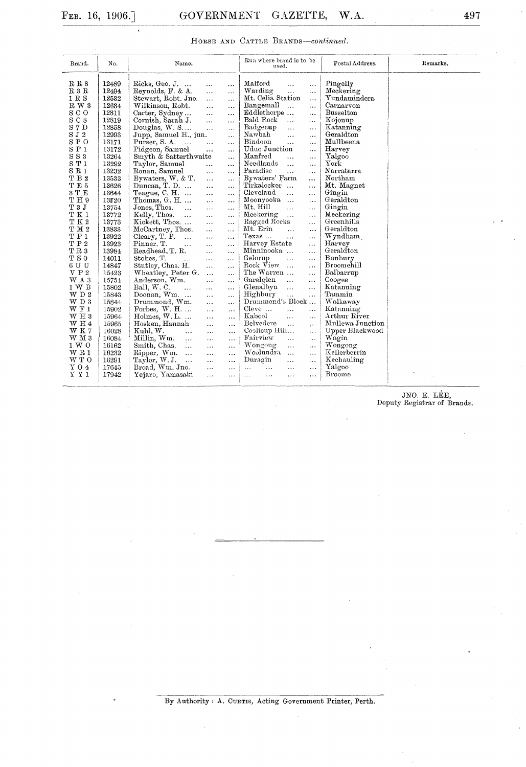Horse and Cattle Brands—*continued.*

| Brand. | No. | Name. | Run where brand is to be used. | Postal Address. | Remarks. |
|---|---|---|---|---|---|
| R R 8 | 12489 | Ricks, Geo. J. ... | Malford ... | Pingelly | |
| R 3 R | 12494 | Reynolds, F. & A. ... | Warding ... | Meckering | |
| 1 R S | 12532 | Stewart, Robt. Jno. ... | Mt. Celia Station ... | Yundamindera | |
| R W 3 | 12634 | Wilkinson, Robt. ... | Bangemall ... | Carnarvon | |
| S C O | 12811 | Carter, Sydney ... | Eddlethorpe ... | Busselton | |
| S C 8 | 12819 | Cornish, Sarah J. ... | Bald Rock ... | Kojonup | |
| S 7 D | 12858 | Douglas, W. S. ... | Badgecup ... | Katanning | |
| S J 2 | 12993 | Jupp, Samuel H., jun. ... | Nawbah ... | Geraldton | |
| S P O | 13171 | Purser, S. A. ... | Bindoon ... | Mullbeena | |
| S P 1 | 13172 | Pidgeon, Samuel ... | Uduc Junction ... | Harvey | |
| S S 3 | 13264 | Smyth & Satterthwaite ... | Manfred ... | Yalgoo | |
| S T 1 | 13292 | Taylor, Samuel ... | Needlands ... | York | |
| S R 1 | 13232 | Ronan, Samuel ... | Paradise ... | Narratarra | |
| T B 2 | 13533 | Bywaters, W. & T. ... | Bywaters' Farm ... | Northam | |
| T E 5 | 13626 | Duncan, T. D. ... | Tirkalocker ... | Mt. Magnet | |
| 3 T E | 13644 | Teague, C. H. ... | Cleveland ... | Gingin | |
| T H 9 | 13720 | Thomas, G. H. ... | Moonyooka ... | Geraldton | |
| T 3 J | 13754 | Jones, Thos. ... | Mt. Hill ... | Gingin | |
| T K 1 | 13772 | Kelly, Thos. ... | Meckering ... | Meckering | |
| T K 2 | 13773 | Kickett, Thos. ... | Ragged Rocks ... | Greenhills | |
| T M 2 | 13833 | McCartney, Thos. ... | Mt. Erin ... | Geraldton | |
| T P 1 | 13922 | Cleary, T. P. ... | Texas ... | Wyndham | |
| T P 2 | 13923 | Pinner, T. ... | Harvey Estate ... | Harvey | |
| T R 3 | 13984 | Readhead, T. R. ... | Minninooka ... | Geraldton | |
| T S O | 14011 | Stokes, T. ... | Gelorup ... | Bunbury | |
| 6 U U | 14847 | Stutley, Chas. H. ... | Rock View ... | Broomehill | |
| V P 2 | 15423 | Wheatley, Peter G. ... | The Warren ... | Balbarrup | |
| W A 3 | 15754 | Anderson, Wm. ... | Garelglen ... | Coogee | |
| 1 W B | 15802 | Ball, W. C. ... | Glenalbyn ... | Katanning | |
| W D 2 | 15843 | Doonan, Wm. ... | Highbury ... | Tammin | |
| W D 3 | 15844 | Drummond, Wm. ... | Drummond's Block ... | Walkaway | |
| W F 1 | 15902 | Forbes, W. H. ... | Cleve ... | Katanning | |
| W H 3 | 15964 | Holmes, W. L. ... | Kabool ... | Arthur River | |
| W H 4 | 15965 | Hosken, Hannah ... | Belvedere ... | Mullewa Junction | |
| W K 7 | 16028 | Kuhl, W. ... | Coolicup Hill... | Upper Blackwood | |
| W M 3 | 16084 | Millin, Wm. ... | Fairview ... | Wagin | |
| 1 W O | 16162 | Smith, Chas. ... | Wongong ... | Wongong | |
| W R 1 | 16232 | Ripper, Wm. ... | Woolundra ... | Kellerberrin | |
| W T O | 16291 | Taylor, W. J. ... | Duragin ... | Kechauling | |
| Y O 4 | 17645 | Broad, Wm. Jno. ... | ... | Yalgoo | |
| Y Y 1 | 17942 | Yejaro, Yamasaki ... | ... | Broome | |

JNO. E. LEE,
Deputy Registrar of Brands.

---

By Authority: A. Curtis, Acting Government Printer, Perth.